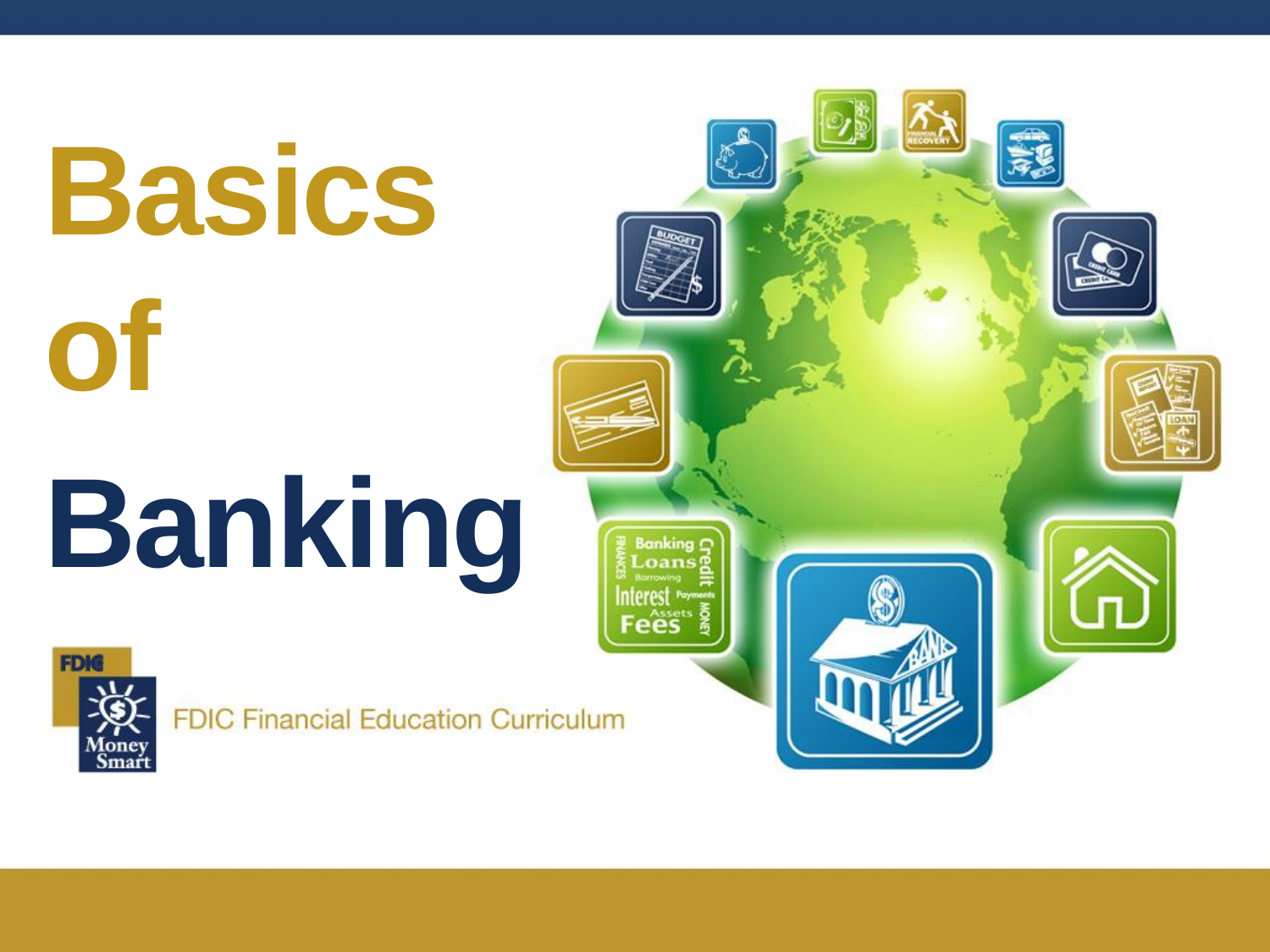# Basics of Banking

FDIC Money Smart

FDIC Financial Education Curriculum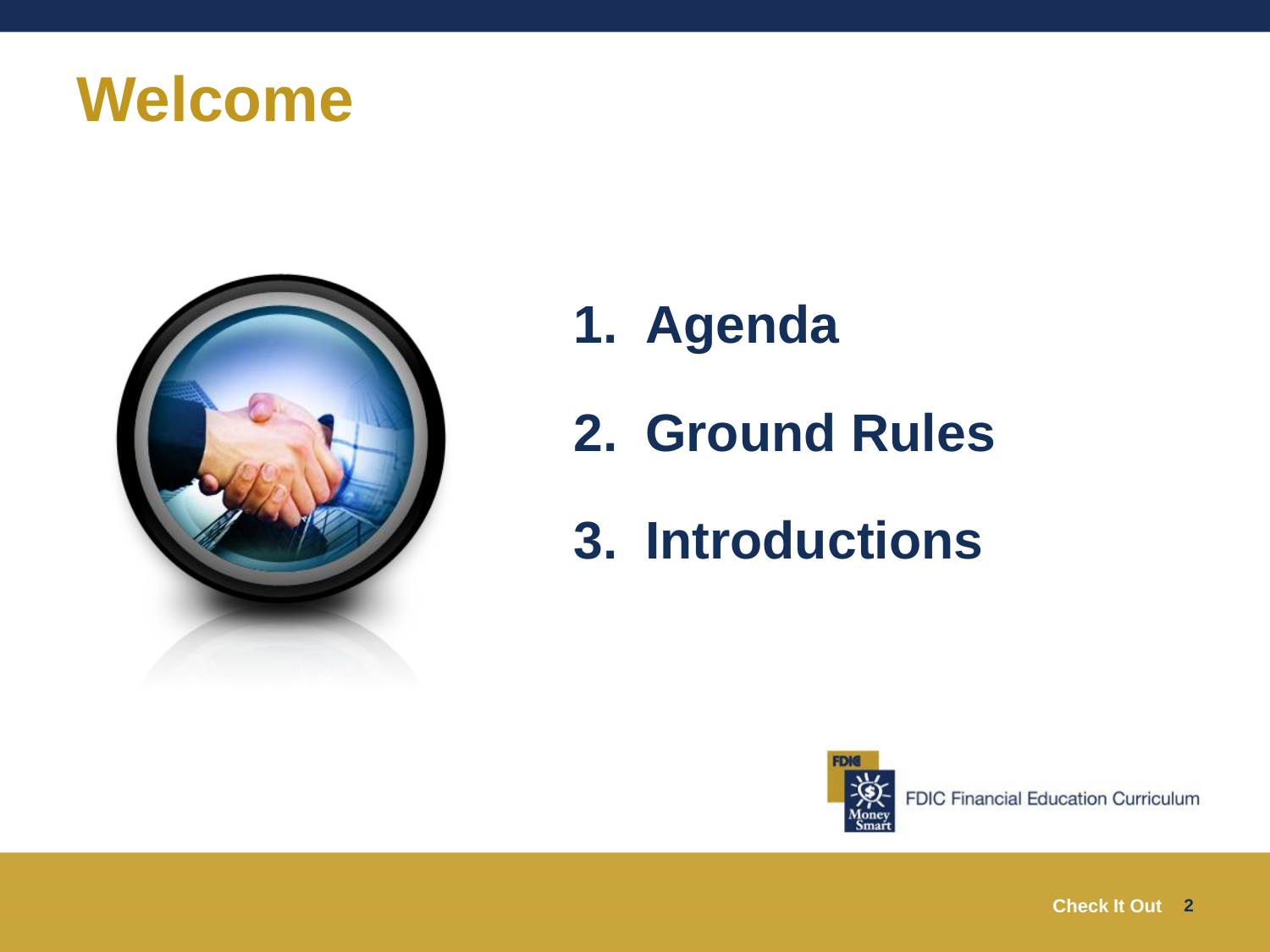# Welcome

1. Agenda
2. Ground Rules
3. Introductions

FDIC Financial Education Curriculum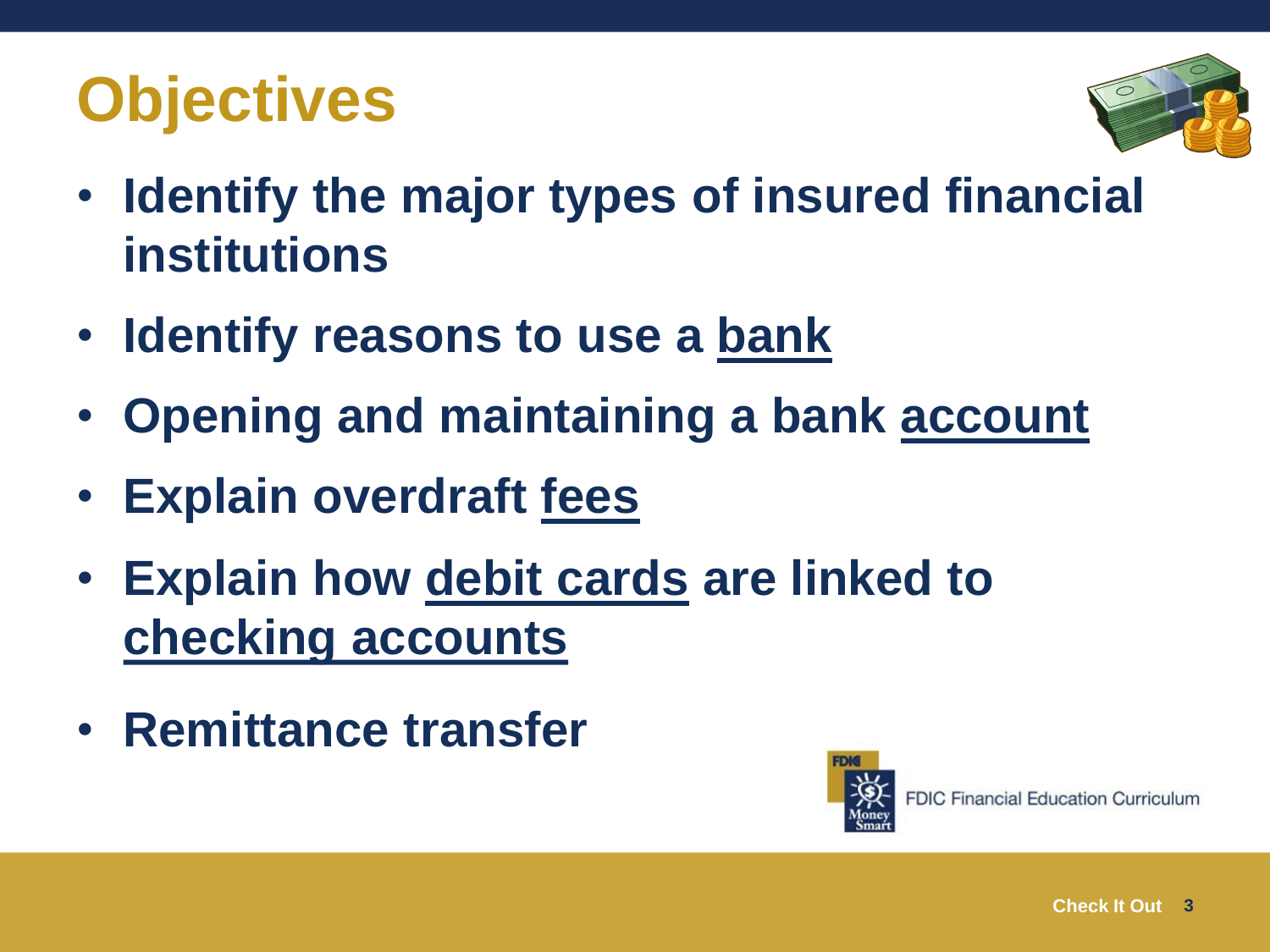# Objectives

- **Identify the major types of insured financial institutions**
- **Identify reasons to use a bank**
- **Opening and maintaining a bank account**
- **Explain overdraft fees**
- **Explain how debit cards are linked to checking accounts**
- **Remittance transfer**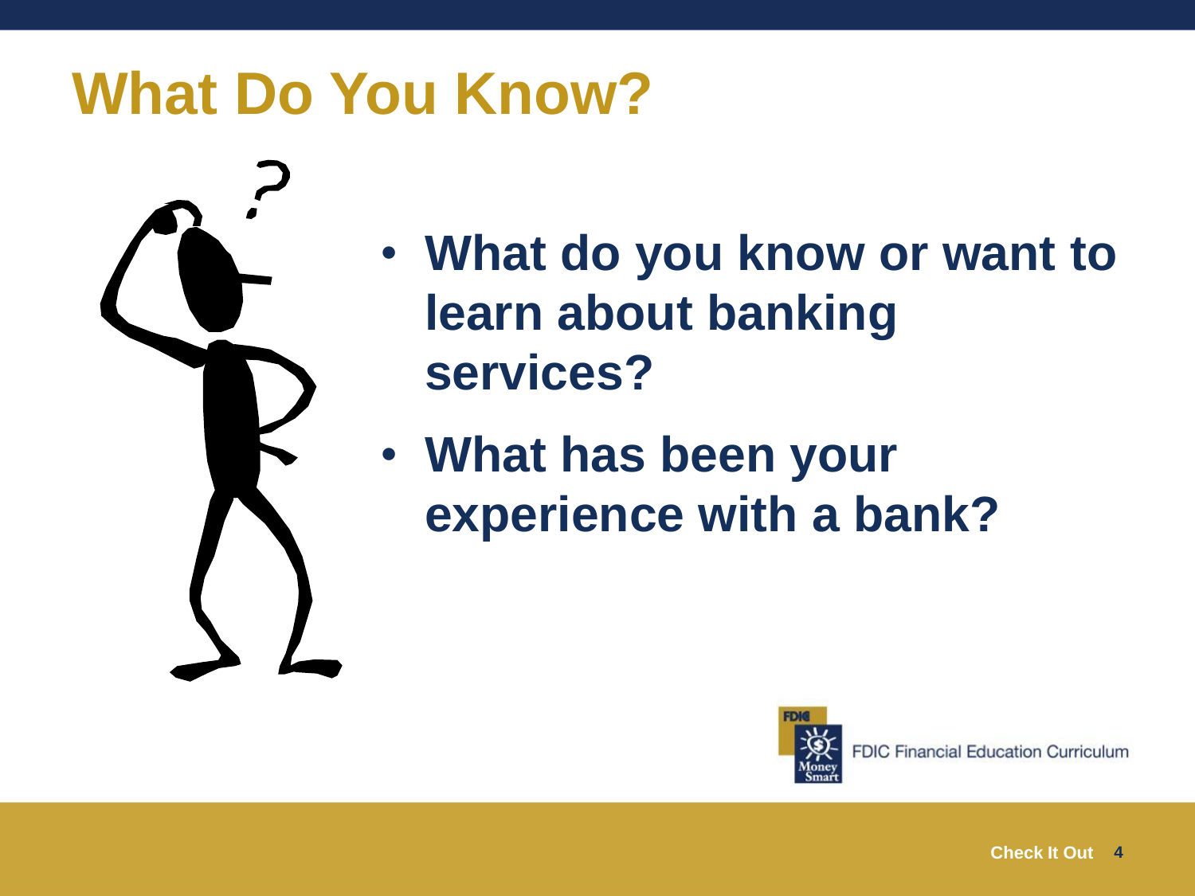# What Do You Know?

- What do you know or want to learn about banking services?
- What has been your experience with a bank?

FDIC Financial Education Curriculum

Check It Out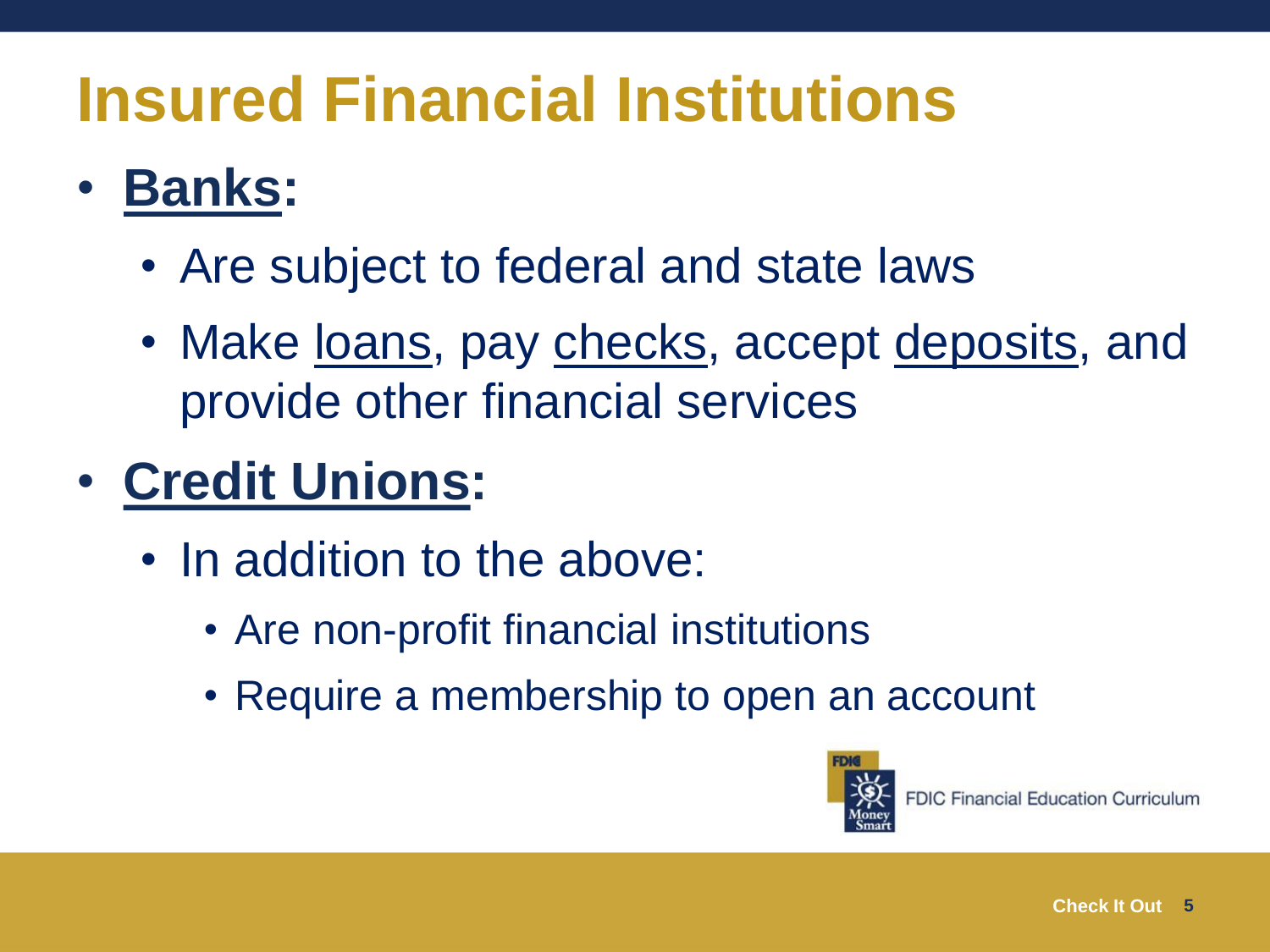# Insured Financial Institutions

- **Banks:**
  - Are subject to federal and state laws
  - Make loans, pay checks, accept deposits, and provide other financial services
- **Credit Unions:**
  - In addition to the above:
    - Are non-profit financial institutions
    - Require a membership to open an account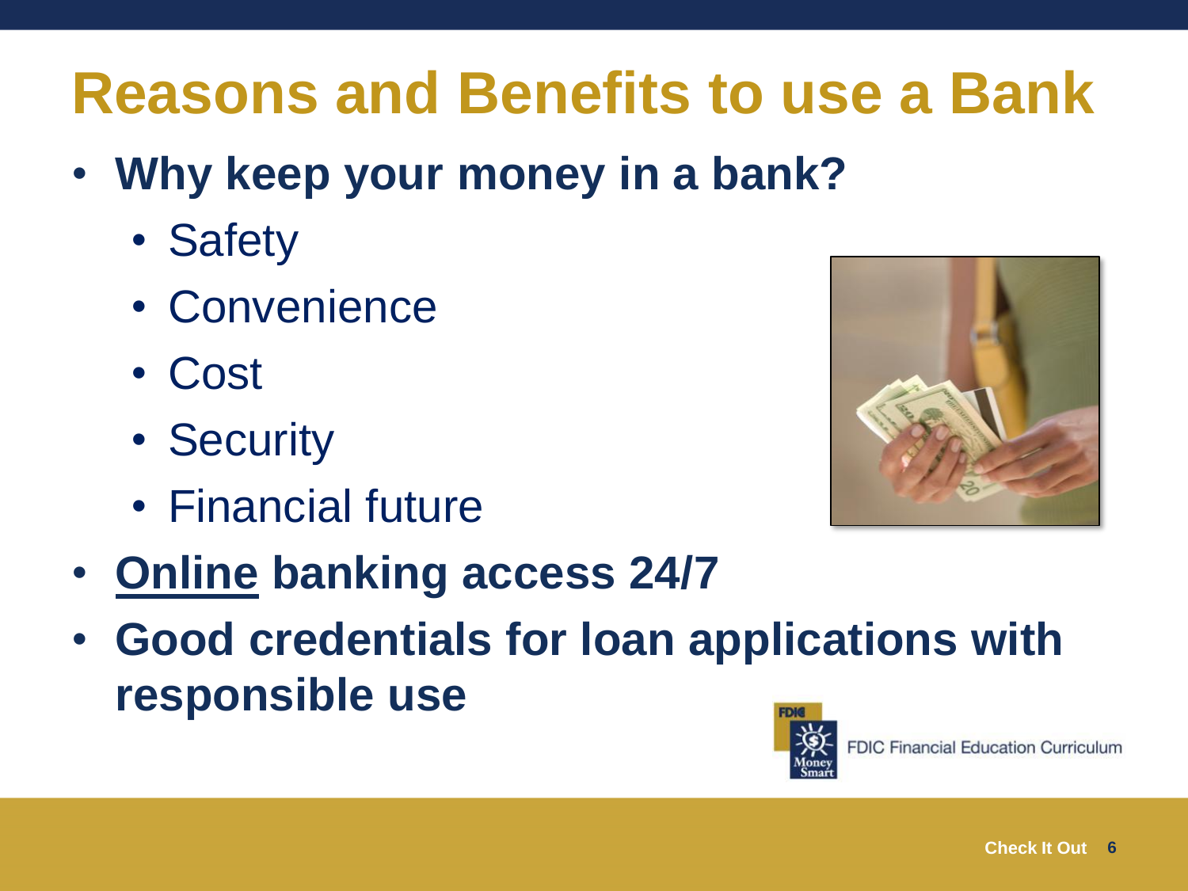# Reasons and Benefits to use a Bank

- **Why keep your money in a bank?**
  - Safety
  - Convenience
  - Cost
  - Security
  - Financial future
- **Online banking access 24/7**
- **Good credentials for loan applications with responsible use**

FDIC Financial Education Curriculum

Check It Out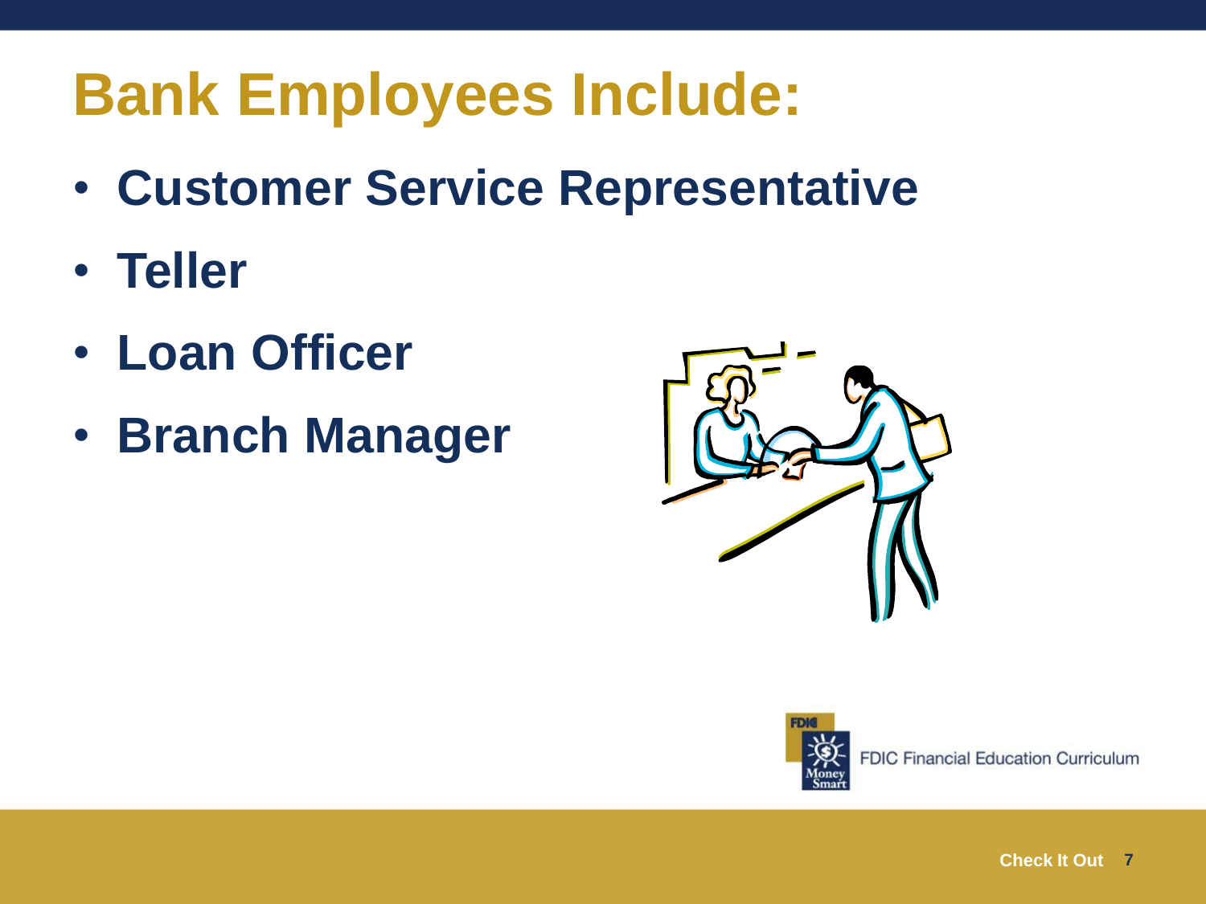# Bank Employees Include:

- Customer Service Representative
- Teller
- Loan Officer
- Branch Manager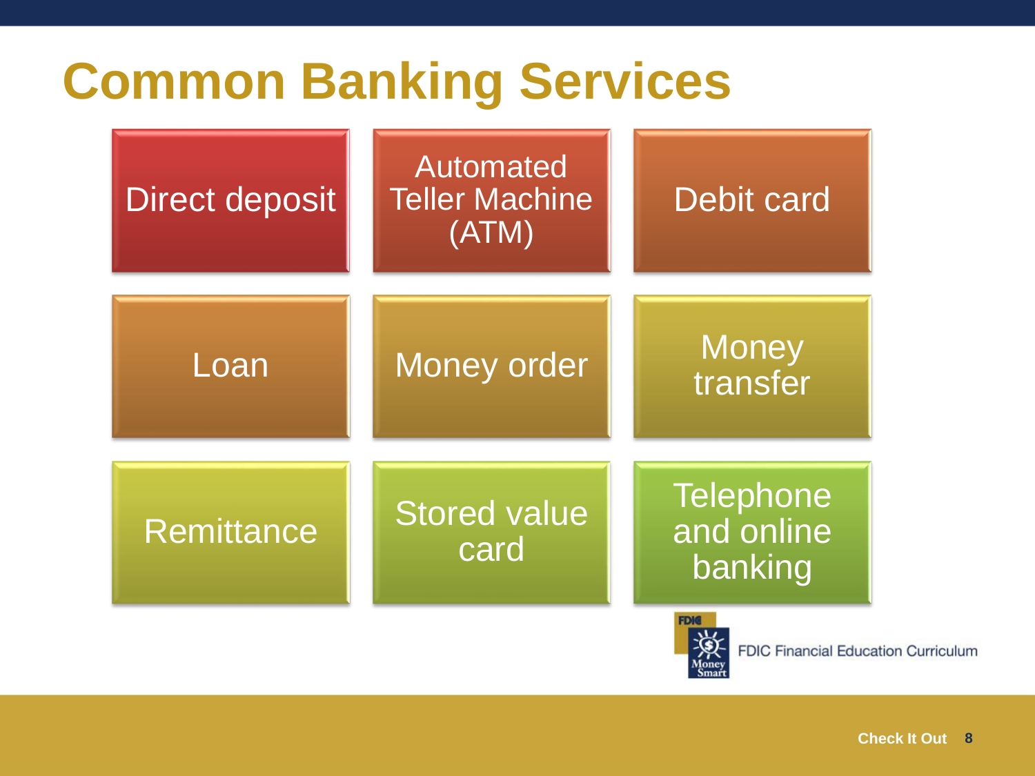# Common Banking Services

- Direct deposit
- Automated Teller Machine (ATM)
- Debit card
- Loan
- Money order
- Money transfer
- Remittance
- Stored value card
- Telephone and online banking

FDIC Financial Education Curriculum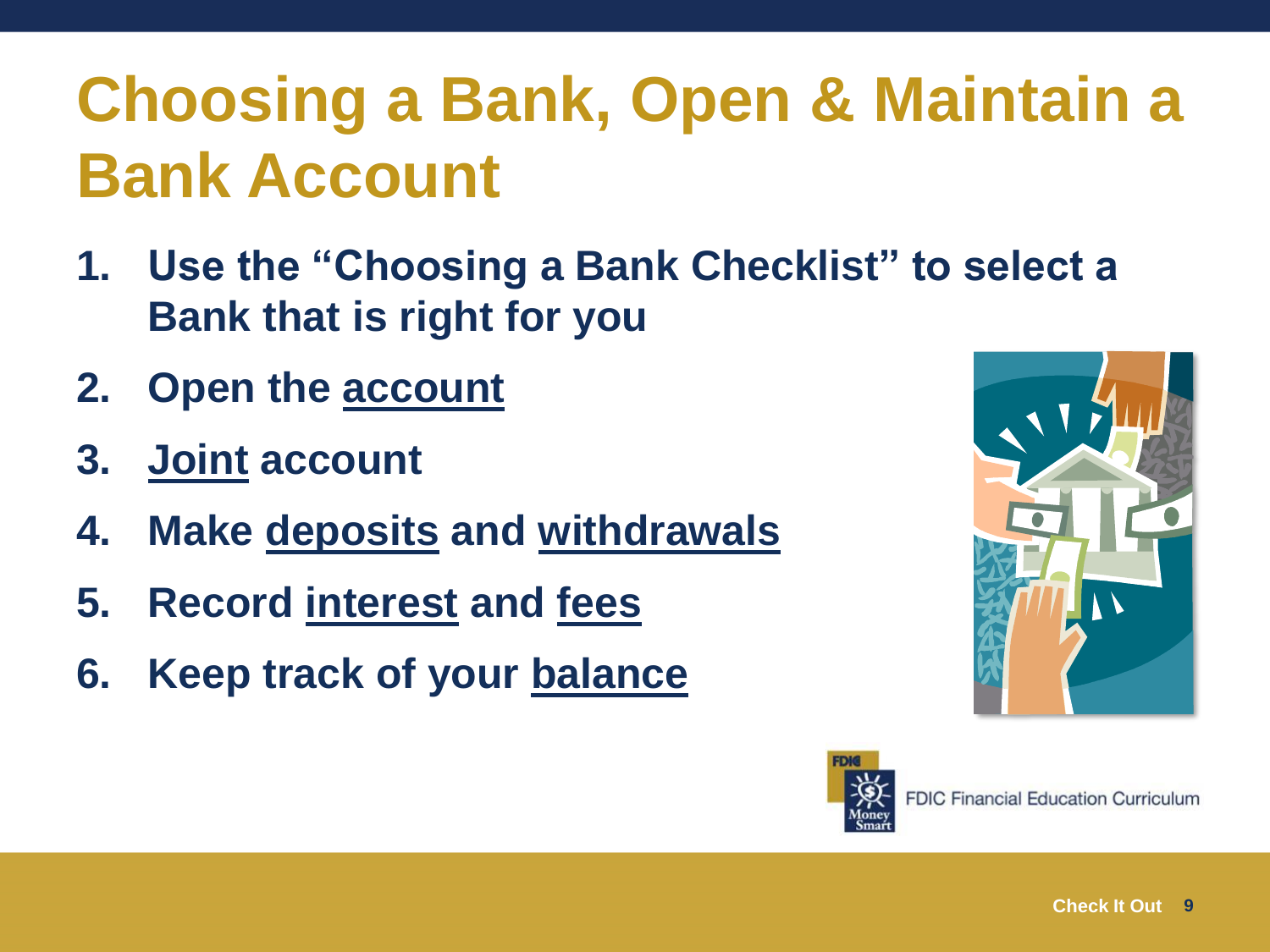# Choosing a Bank, Open & Maintain a Bank Account

1. **Use the "Choosing a Bank Checklist" to select a Bank that is right for you**
2. **Open the account**
3. **Joint account**
4. **Make deposits and withdrawals**
5. **Record interest and fees**
6. **Keep track of your balance**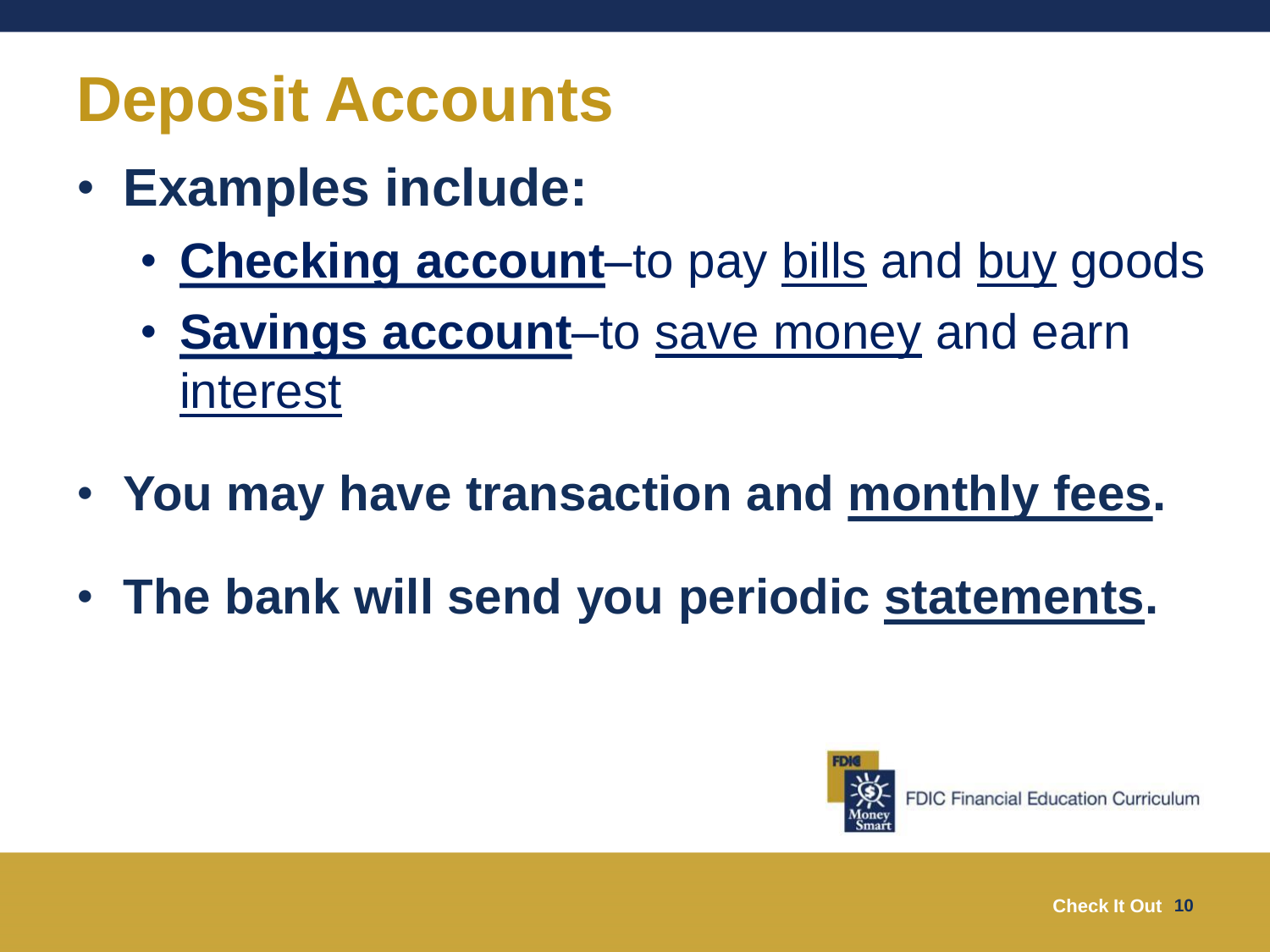# Deposit Accounts

- **Examples include:**
  - **Checking account**–to pay bills and buy goods
  - **Savings account**–to save money and earn interest
- **You may have transaction and monthly fees.**
- **The bank will send you periodic statements.**

FDIC Financial Education Curriculum

Check It Out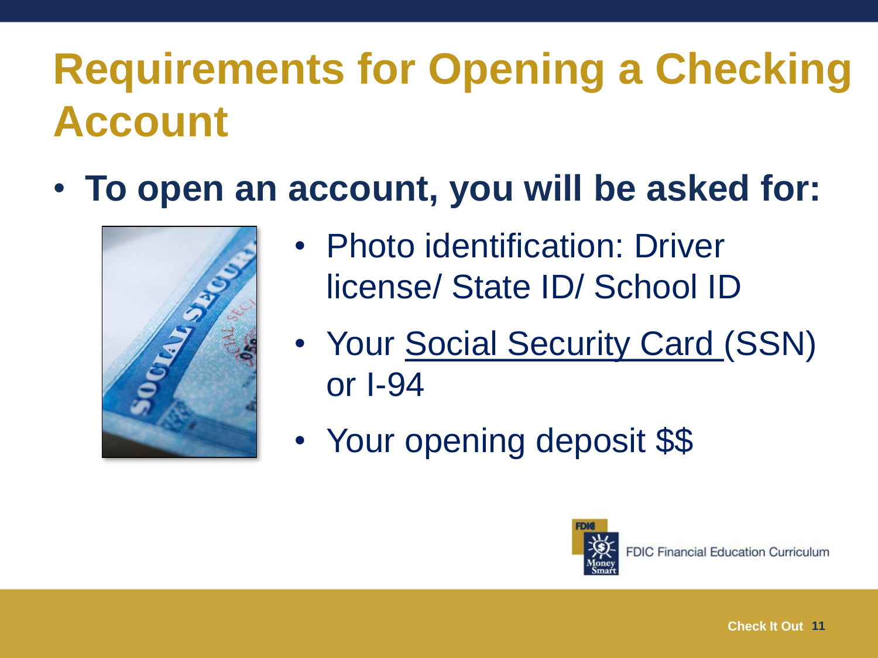# Requirements for Opening a Checking Account

- **To open an account, you will be asked for:**
  - Photo identification: Driver license/ State ID/ School ID
  - Your Social Security Card (SSN) or I-94
  - Your opening deposit $$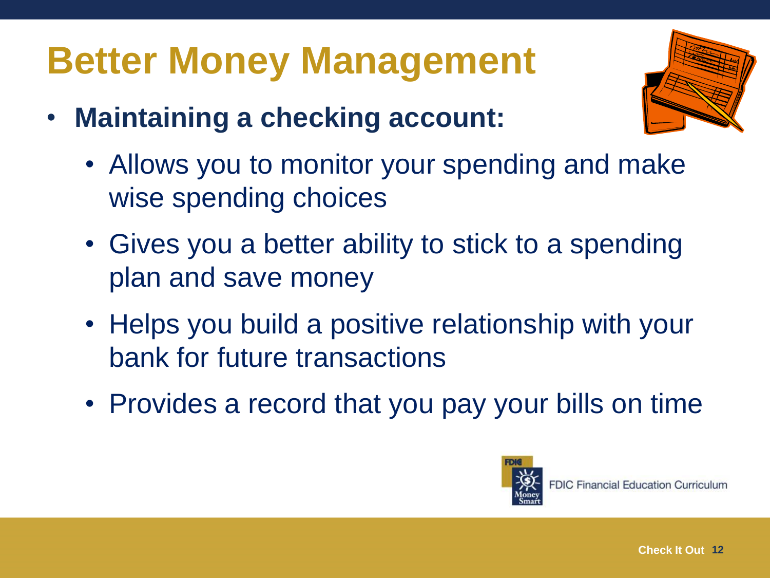# Better Money Management

- **Maintaining a checking account:**
  - Allows you to monitor your spending and make wise spending choices
  - Gives you a better ability to stick to a spending plan and save money
  - Helps you build a positive relationship with your bank for future transactions
  - Provides a record that you pay your bills on time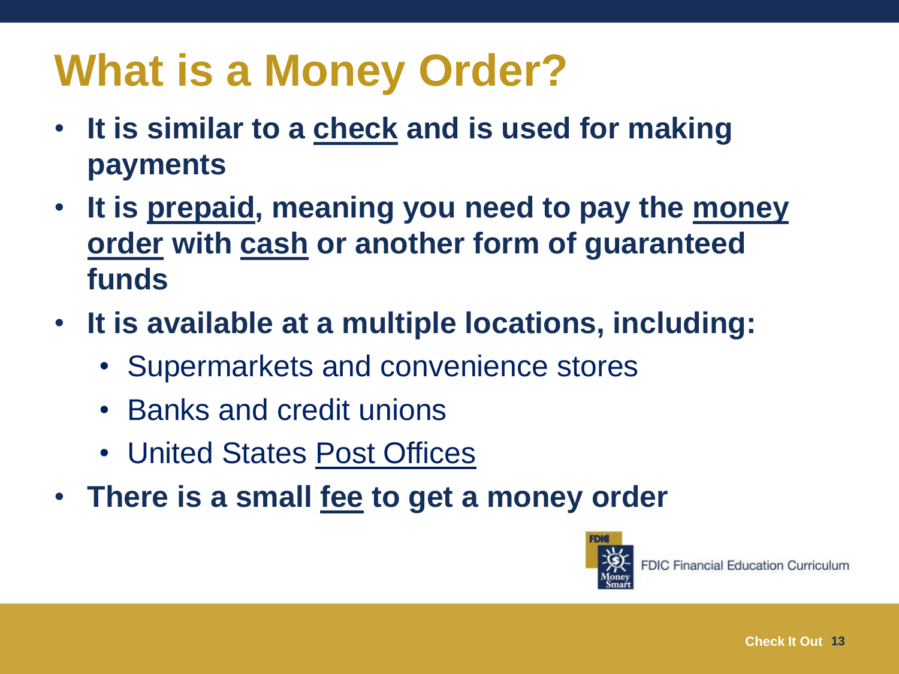# What is a Money Order?

- **It is similar to a check and is used for making payments**
- **It is prepaid, meaning you need to pay the money order with cash or another form of guaranteed funds**
- **It is available at a multiple locations, including:**
  - Supermarkets and convenience stores
  - Banks and credit unions
  - United States Post Offices
- **There is a small fee to get a money order**

FDIC Financial Education Curriculum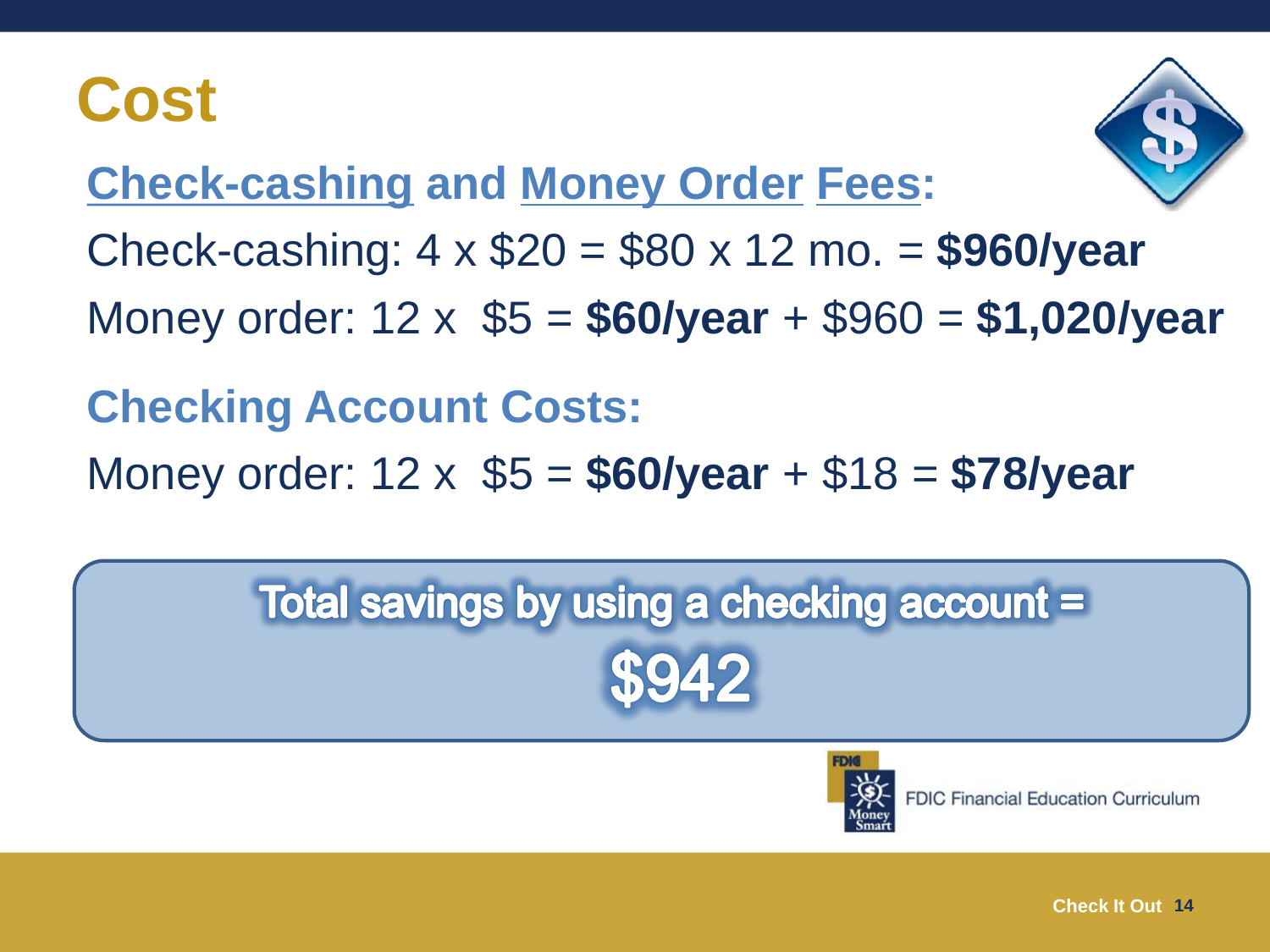# Cost

## Check-cashing and Money Order Fees:

Check-cashing: 4 x $20 = $80 x 12 mo. = **$960/year**

Money order: 12 x  $5 = **$60/year** + $960 = **$1,020/year**

## Checking Account Costs:

Money order: 12 x  $5 = **$60/year** + $18 = **$78/year**

**Total savings by using a checking account =**

**$942**

FDIC Financial Education Curriculum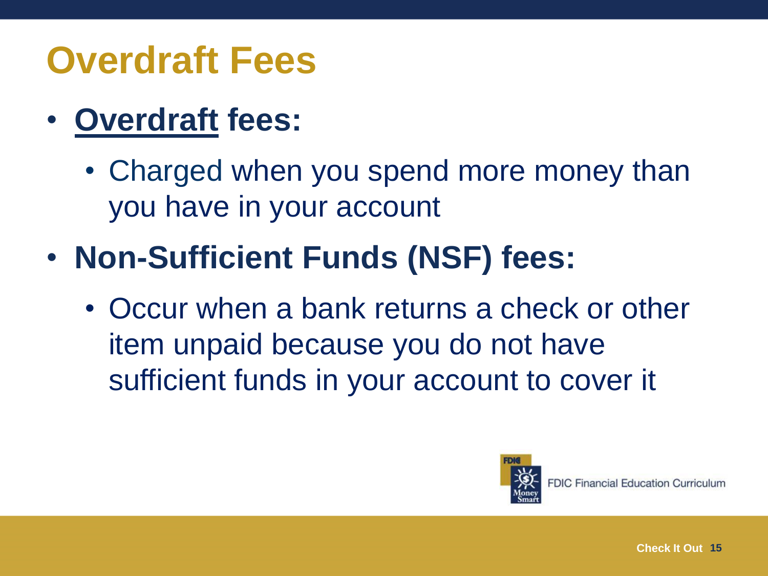# Overdraft Fees

- **<u>Overdraft</u> fees:**
  - Charged when you spend more money than you have in your account
- **Non-Sufficient Funds (NSF) fees:**
  - Occur when a bank returns a check or other item unpaid because you do not have sufficient funds in your account to cover it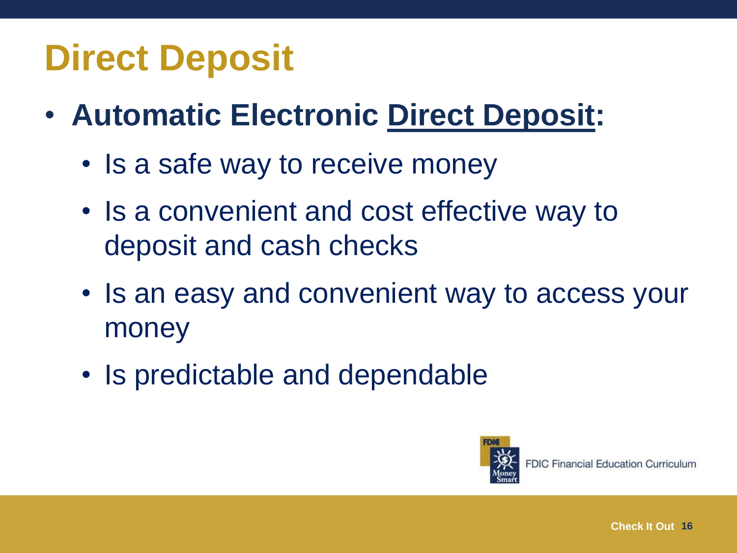# Direct Deposit

- **Automatic Electronic Direct Deposit:**
  - Is a safe way to receive money
  - Is a convenient and cost effective way to deposit and cash checks
  - Is an easy and convenient way to access your money
  - Is predictable and dependable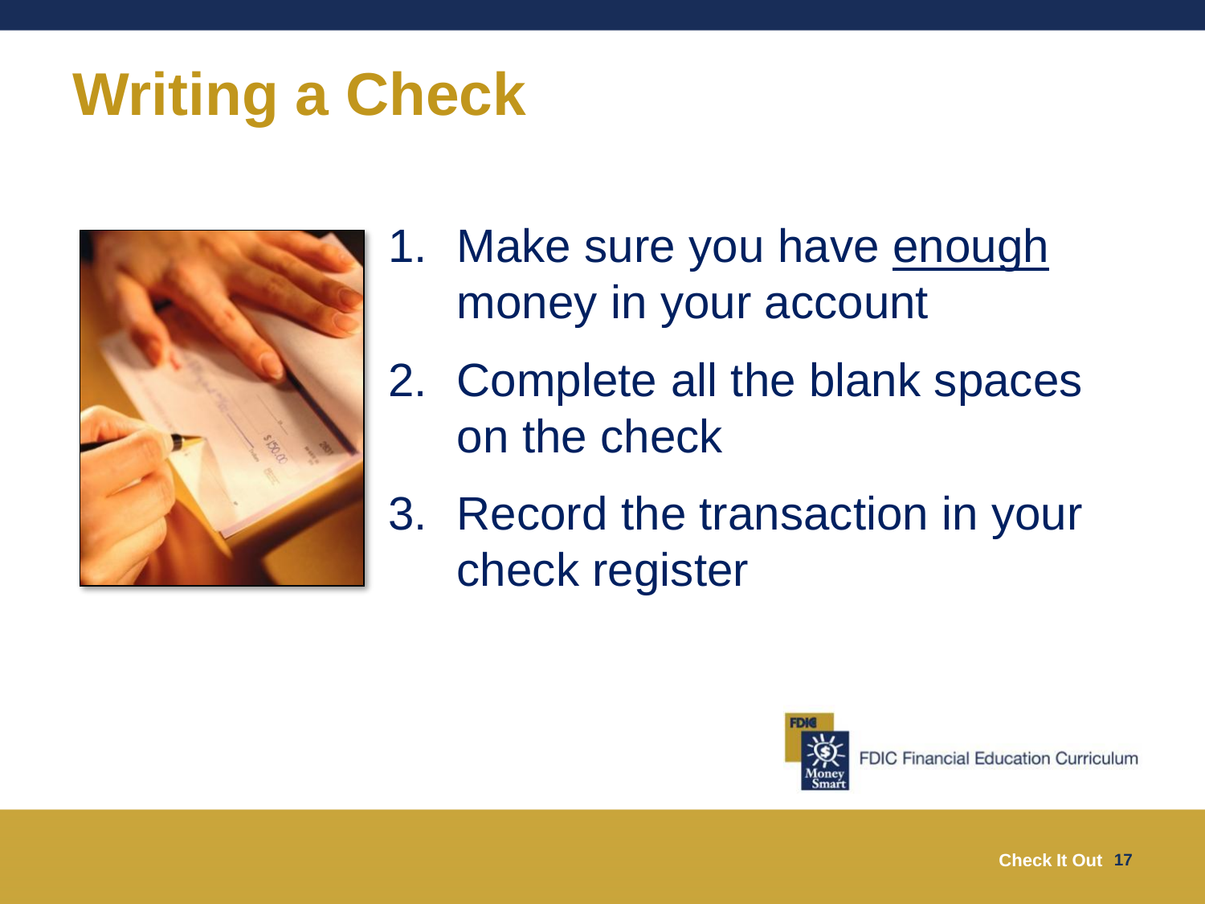# Writing a Check

1. Make sure you have <u>enough</u> money in your account
2. Complete all the blank spaces on the check
3. Record the transaction in your check register

FDIC Financial Education Curriculum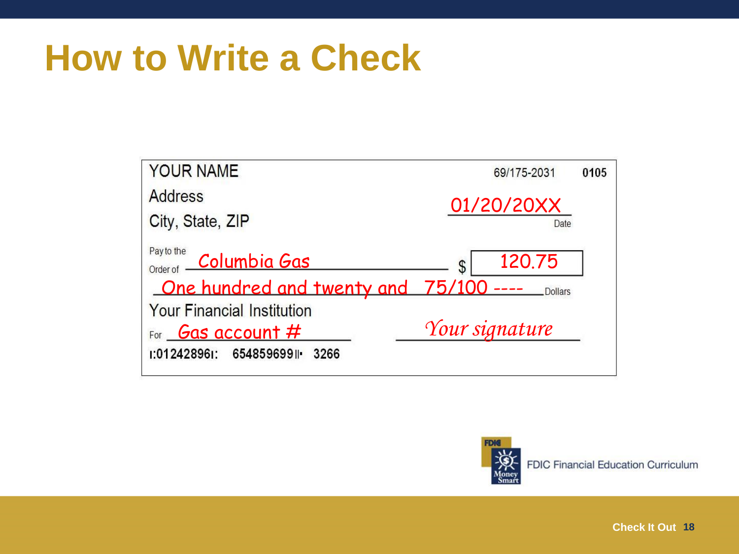# How to Write a Check

YOUR NAME

Address

City, State, ZIP

69/175-2031 **0105**

01/20/20XX
Date

Pay to the Order of Columbia Gas $ 120.75

One hundred and twenty and 75/100 ---- Dollars

Your Financial Institution

For Gas account #

*Your signature*

ı:012428961ı: 654859699ıı· 3266

FDIC Financial Education Curriculum

Check It Out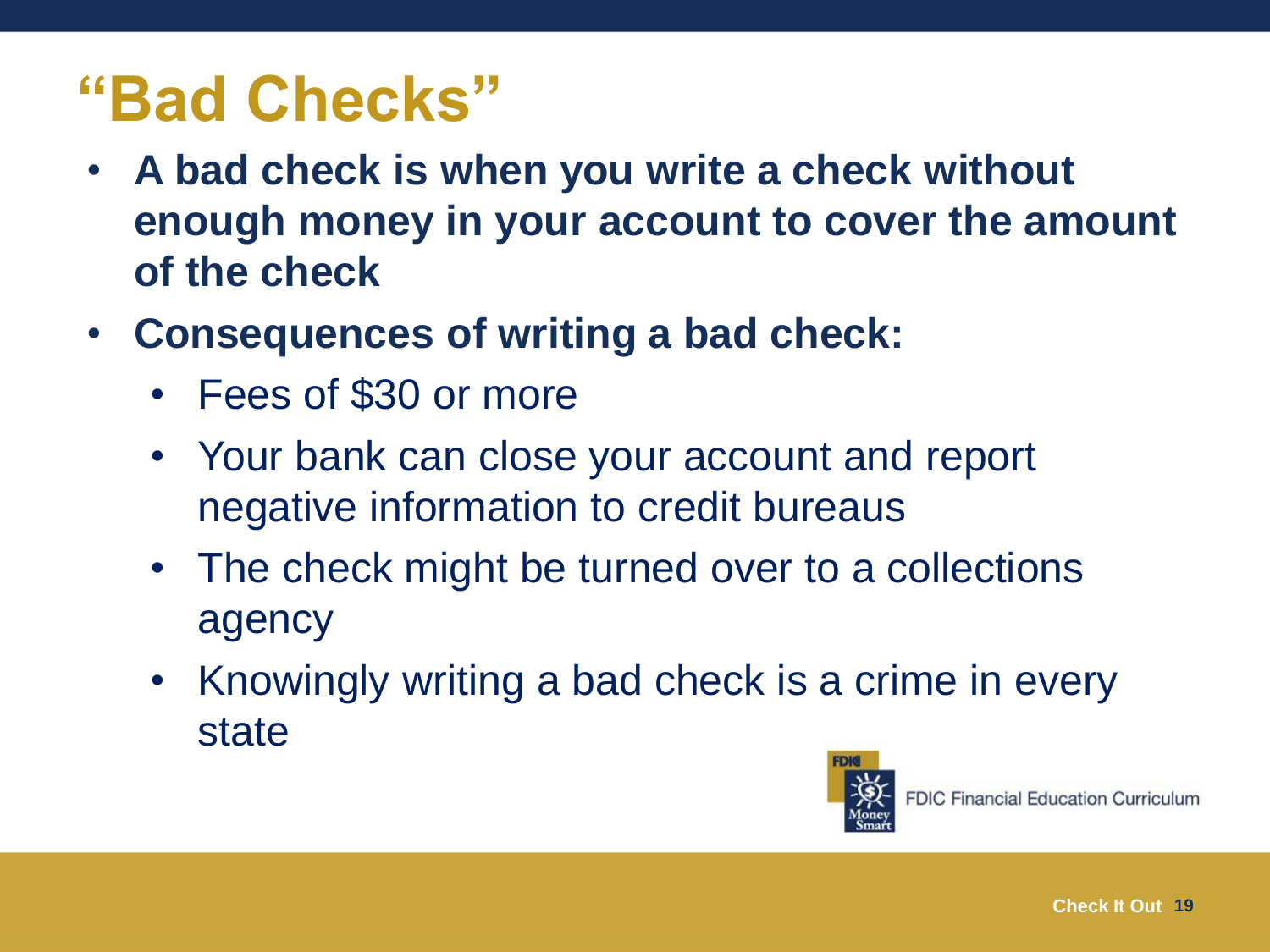# "Bad Checks"

- **A bad check is when you write a check without enough money in your account to cover the amount of the check**
- **Consequences of writing a bad check:**
  - Fees of $30 or more
  - Your bank can close your account and report negative information to credit bureaus
  - The check might be turned over to a collections agency
  - Knowingly writing a bad check is a crime in every state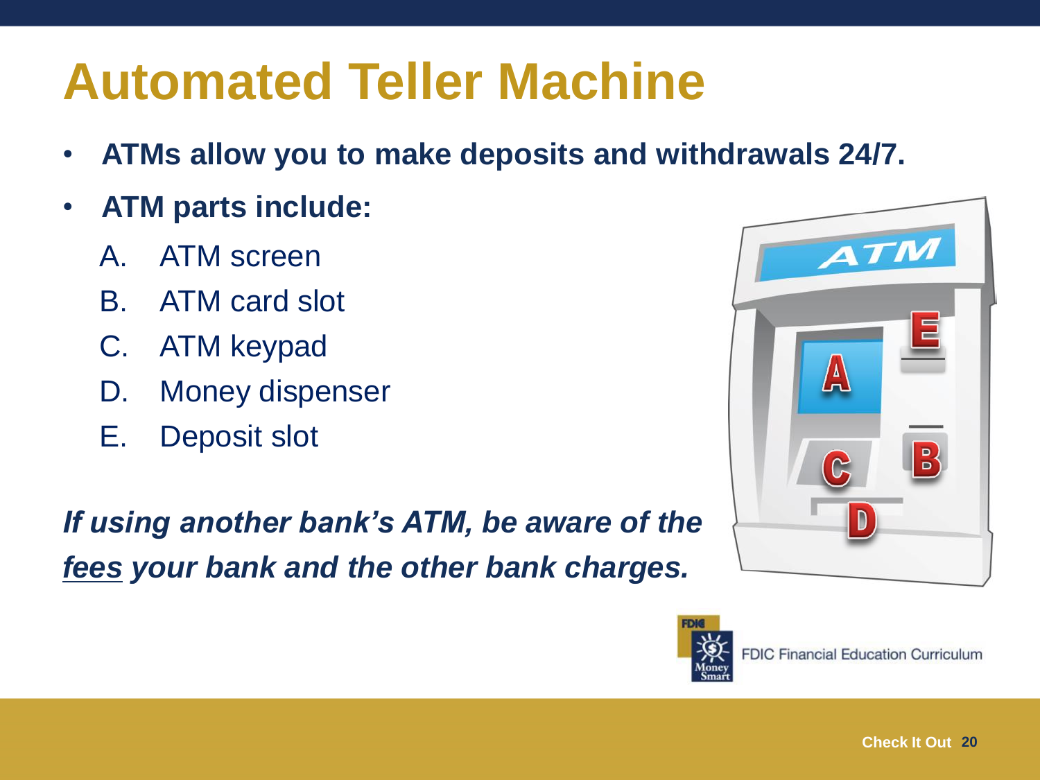# Automated Teller Machine

- **ATMs allow you to make deposits and withdrawals 24/7.**
- **ATM parts include:**
  - A. ATM screen
  - B. ATM card slot
  - C. ATM keypad
  - D. Money dispenser
  - E. Deposit slot

***If using another bank's ATM, be aware of the <u>fees</u> your bank and the other bank charges.***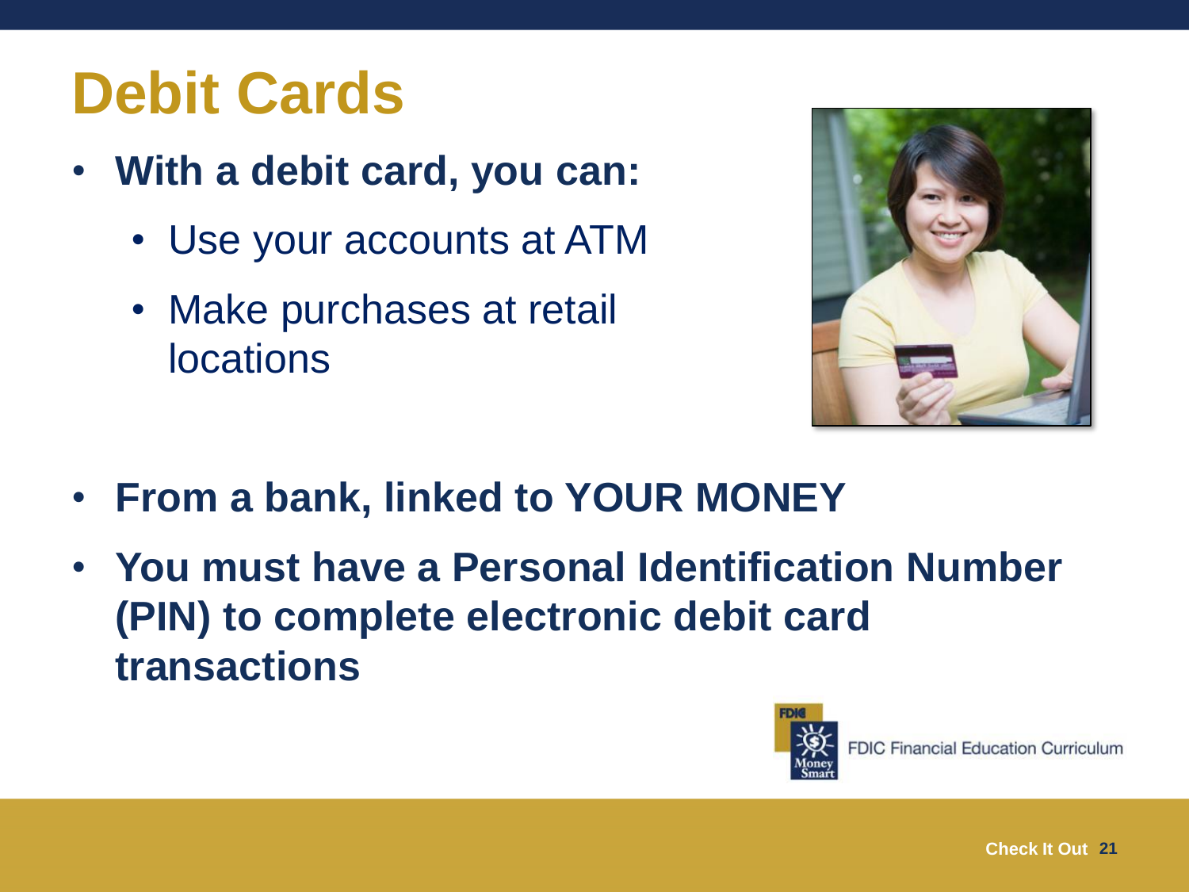# Debit Cards

- **With a debit card, you can:**
  - Use your accounts at ATM
  - Make purchases at retail locations
- **From a bank, linked to YOUR MONEY**
- **You must have a Personal Identification Number (PIN) to complete electronic debit card transactions**

FDIC Financial Education Curriculum

Check It Out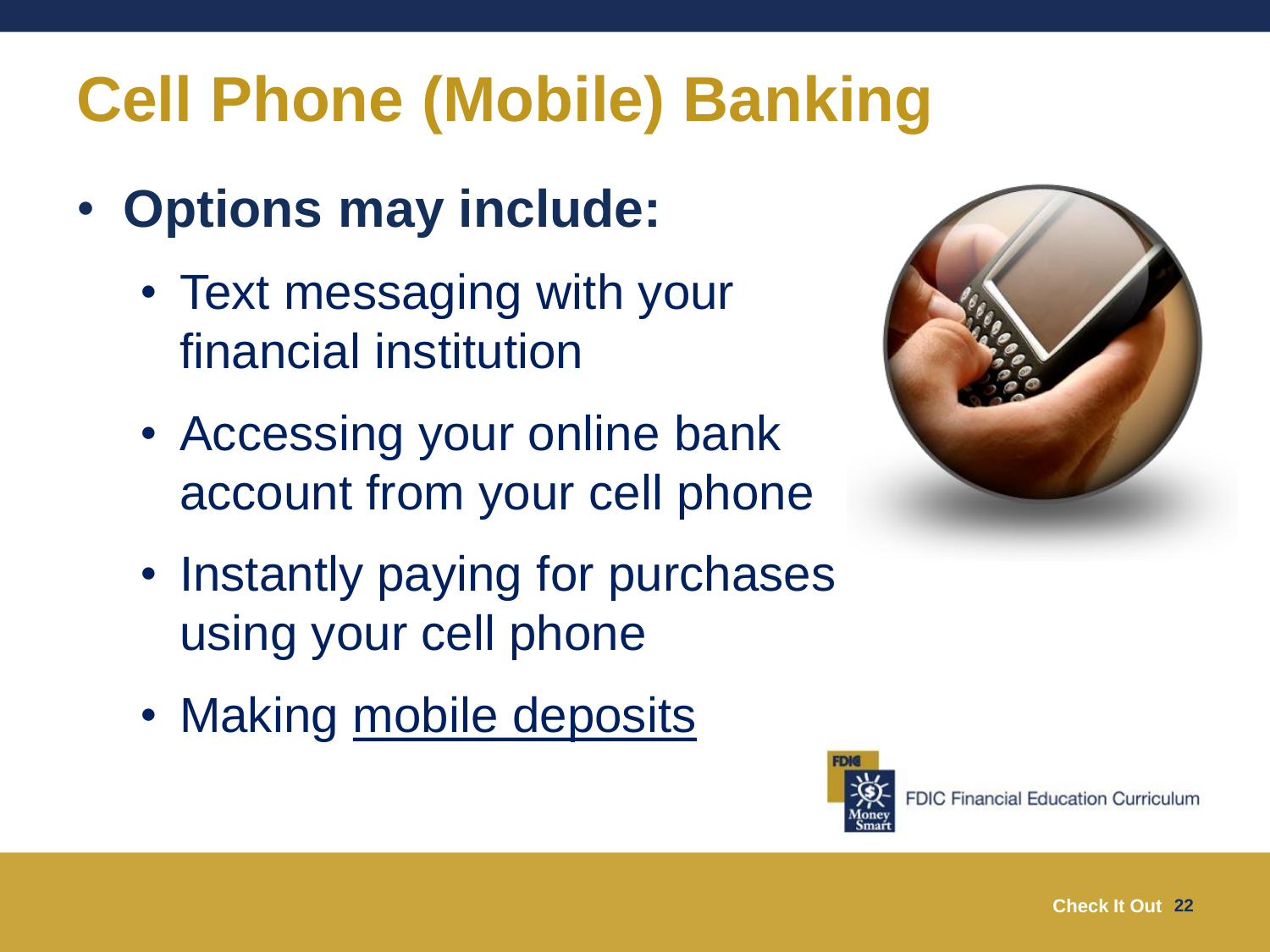# Cell Phone (Mobile) Banking

- **Options may include:**
  - Text messaging with your financial institution
  - Accessing your online bank account from your cell phone
  - Instantly paying for purchases using your cell phone
  - Making mobile deposits

FDIC Financial Education Curriculum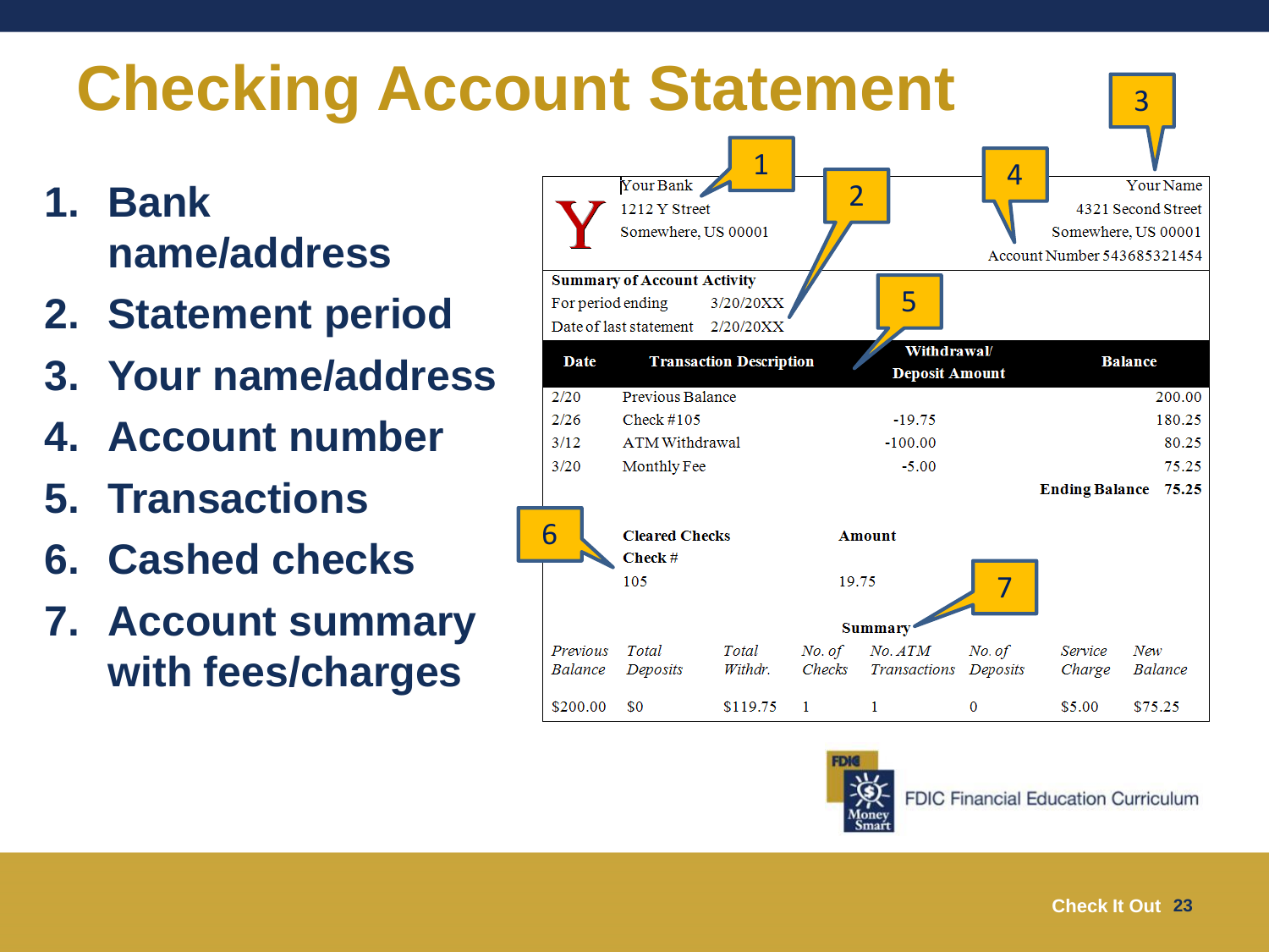# Checking Account Statement

1. **Bank name/address**
2. **Statement period**
3. **Your name/address**
4. **Account number**
5. **Transactions**
6. **Cashed checks**
7. **Account summary with fees/charges**

Y

Your Bank
1212 Y Street
Somewhere, US 00001

Your Name
4321 Second Street
Somewhere, US 00001
Account Number 543685321454

**Summary of Account Activity**
For period ending 3/20/20XX
Date of last statement 2/20/20XX

| Date | Transaction Description | Withdrawal/ Deposit Amount | Balance |
|---|---|---|---|
| 2/20 | Previous Balance | | 200.00 |
| 2/26 | Check #105 | -19.75 | 180.25 |
| 3/12 | ATM Withdrawal | -100.00 | 80.25 |
| 3/20 | Monthly Fee | -5.00 | 75.25 |
| | | **Ending Balance** | **75.25** |

| Cleared Checks Check # | Amount |
|---|---|
| 105 | 19.75 |

**Summary**

| *Previous Balance* | *Total Deposits* | *Total Withdr.* | *No. of Checks* | *No. ATM Transactions* | *No. of Deposits* | *Service Charge* | *New Balance* |
|---|---|---|---|---|---|---|---|
| $200.00 | $0 | $119.75 | 1 | 1 | 0 | $5.00 | $75.25 |

FDIC Financial Education Curriculum

Check It Out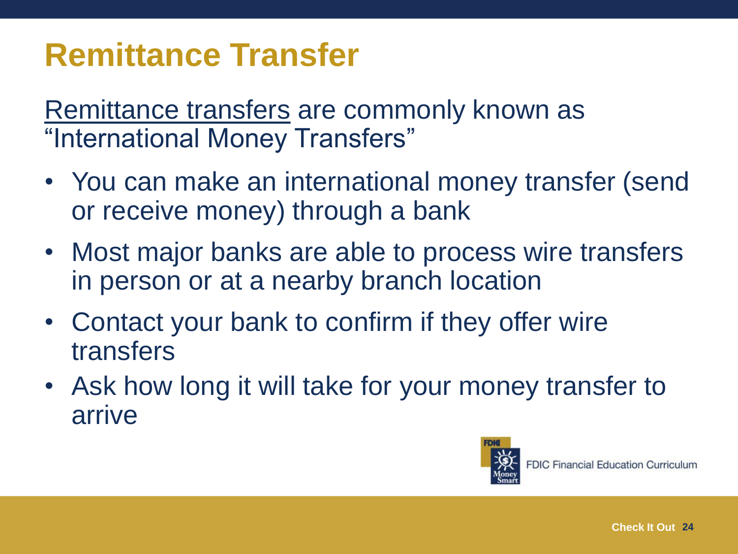# Remittance Transfer

Remittance transfers are commonly known as "International Money Transfers"

- You can make an international money transfer (send or receive money) through a bank
- Most major banks are able to process wire transfers in person or at a nearby branch location
- Contact your bank to confirm if they offer wire transfers
- Ask how long it will take for your money transfer to arrive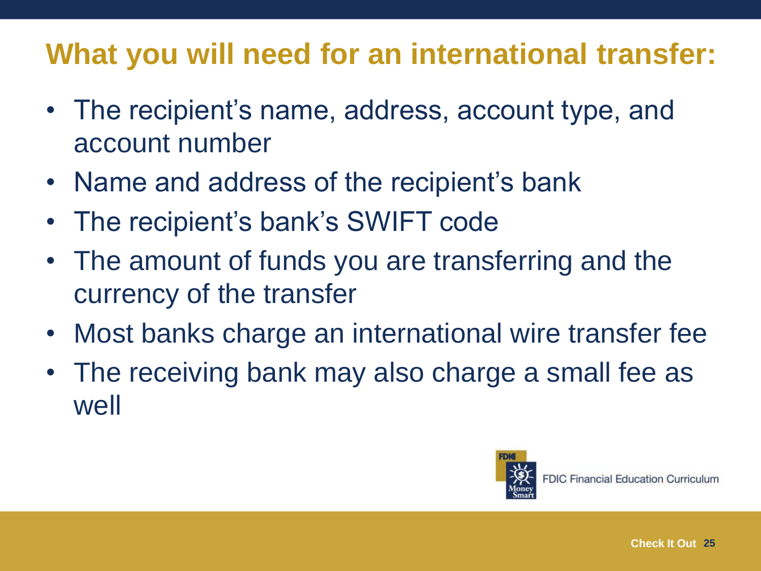## What you will need for an international transfer:

- The recipient's name, address, account type, and account number
- Name and address of the recipient's bank
- The recipient's bank's SWIFT code
- The amount of funds you are transferring and the currency of the transfer
- Most banks charge an international wire transfer fee
- The receiving bank may also charge a small fee as well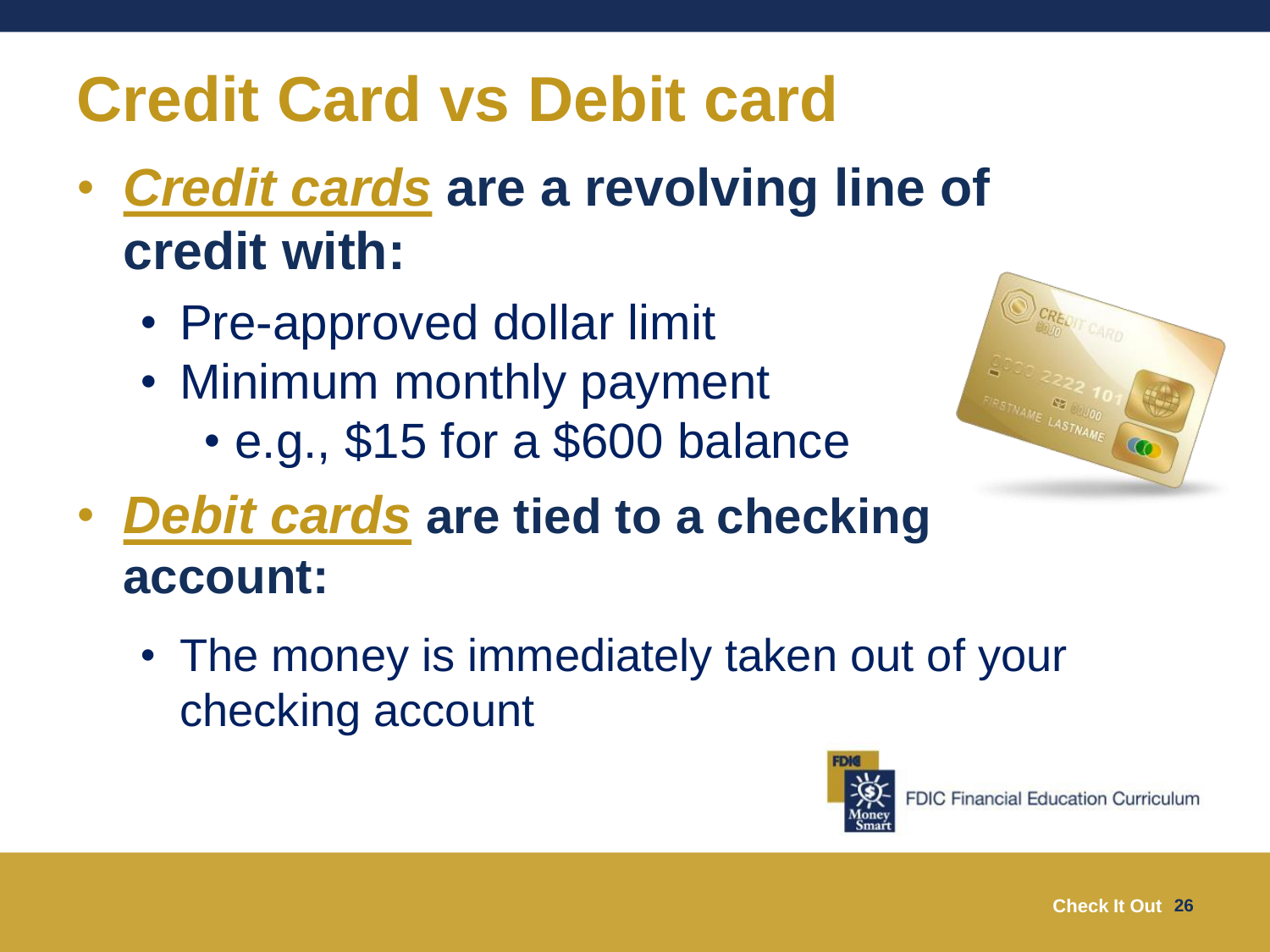# Credit Card vs Debit card

- ***Credit cards*** **are a revolving line of credit with:**
  - Pre-approved dollar limit
  - Minimum monthly payment
    - e.g., $15 for a $600 balance
- ***Debit cards*** **are tied to a checking account:**
  - The money is immediately taken out of your checking account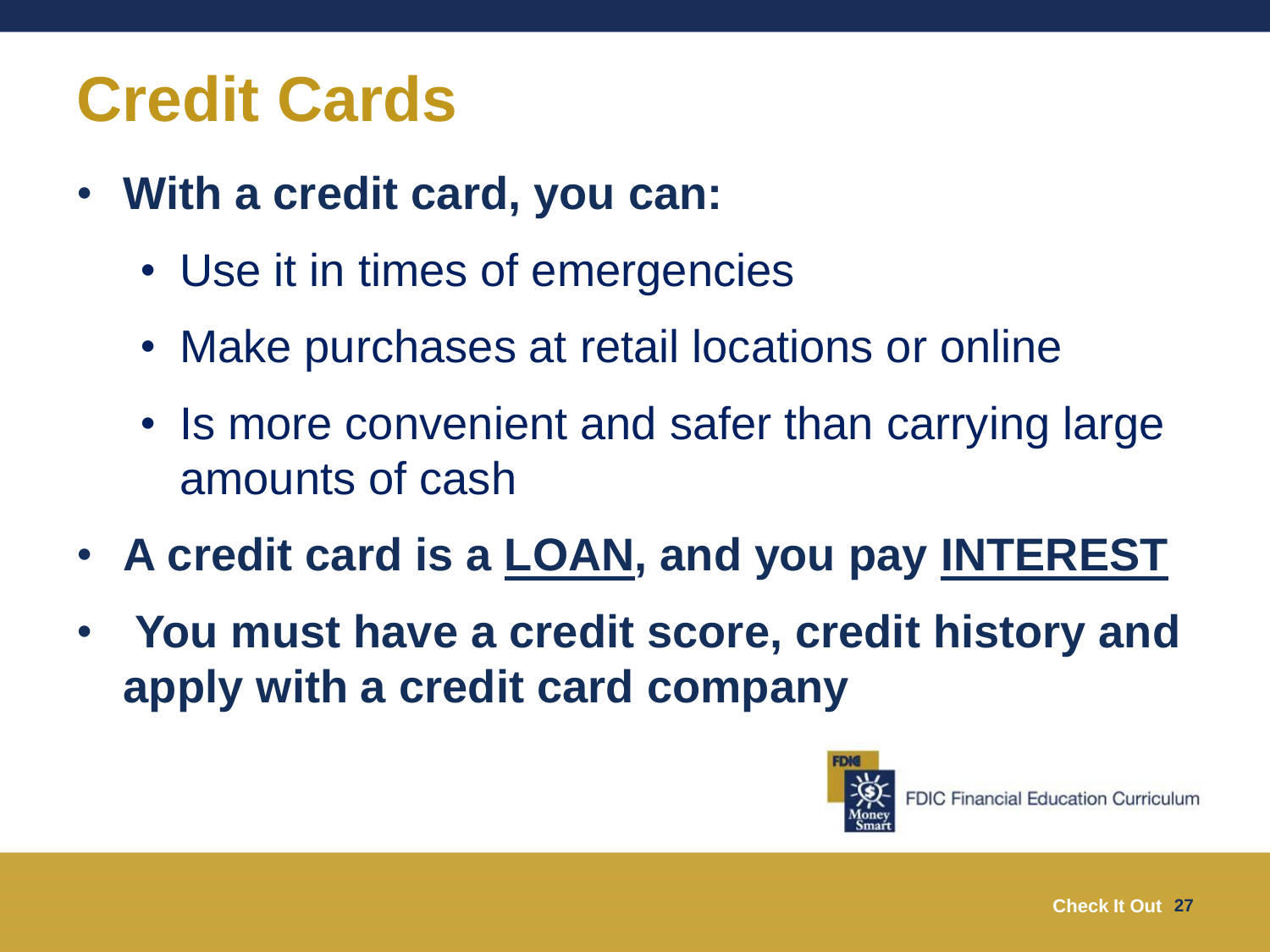# Credit Cards

- **With a credit card, you can:**
  - Use it in times of emergencies
  - Make purchases at retail locations or online
  - Is more convenient and safer than carrying large amounts of cash
- **A credit card is a <u>LOAN</u>, and you pay <u>INTEREST</u>**
- **You must have a credit score, credit history and apply with a credit card company**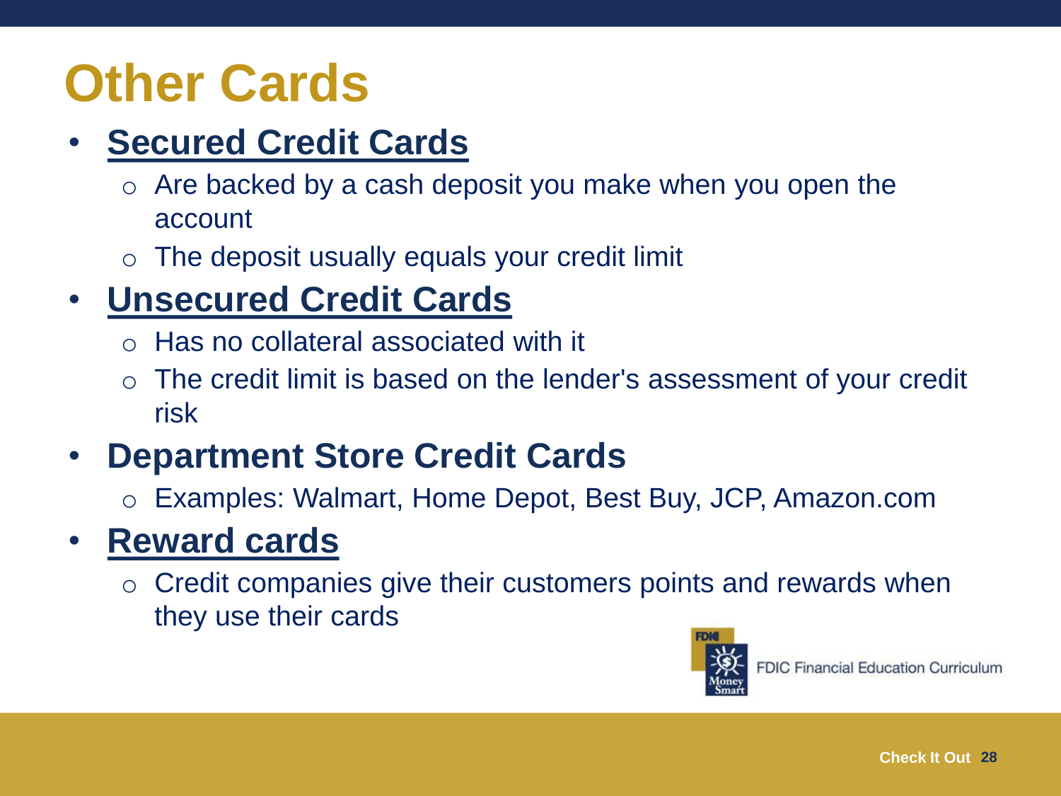# Other Cards

- **Secured Credit Cards**
  - Are backed by a cash deposit you make when you open the account
  - The deposit usually equals your credit limit
- **Unsecured Credit Cards**
  - Has no collateral associated with it
  - The credit limit is based on the lender's assessment of your credit risk
- **Department Store Credit Cards**
  - Examples: Walmart, Home Depot, Best Buy, JCP, Amazon.com
- **Reward cards**
  - Credit companies give their customers points and rewards when they use their cards

FDIC Financial Education Curriculum

Check It Out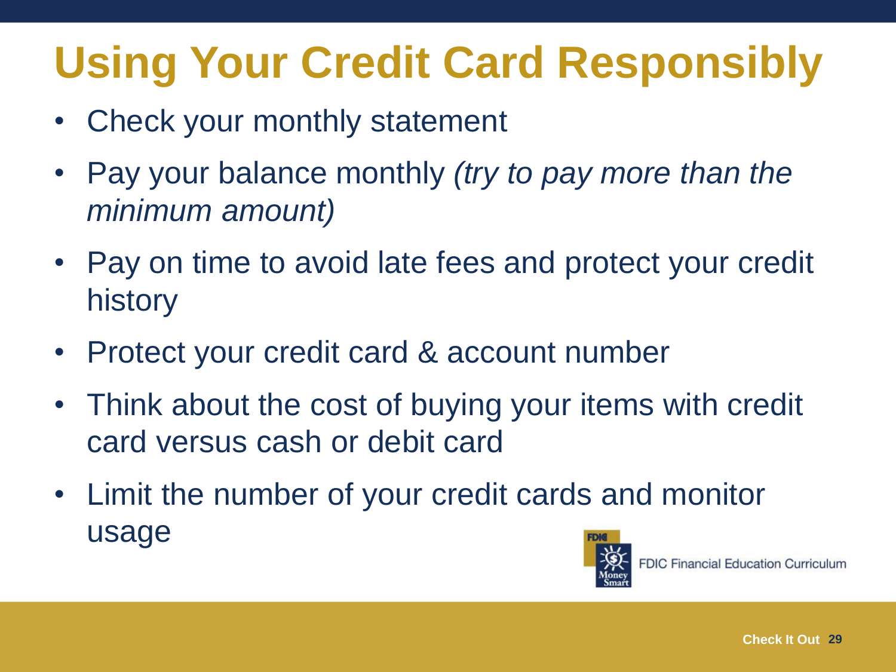# Using Your Credit Card Responsibly

- Check your monthly statement
- Pay your balance monthly *(try to pay more than the minimum amount)*
- Pay on time to avoid late fees and protect your credit history
- Protect your credit card & account number
- Think about the cost of buying your items with credit card versus cash or debit card
- Limit the number of your credit cards and monitor usage

FDIC Financial Education Curriculum

Check It Out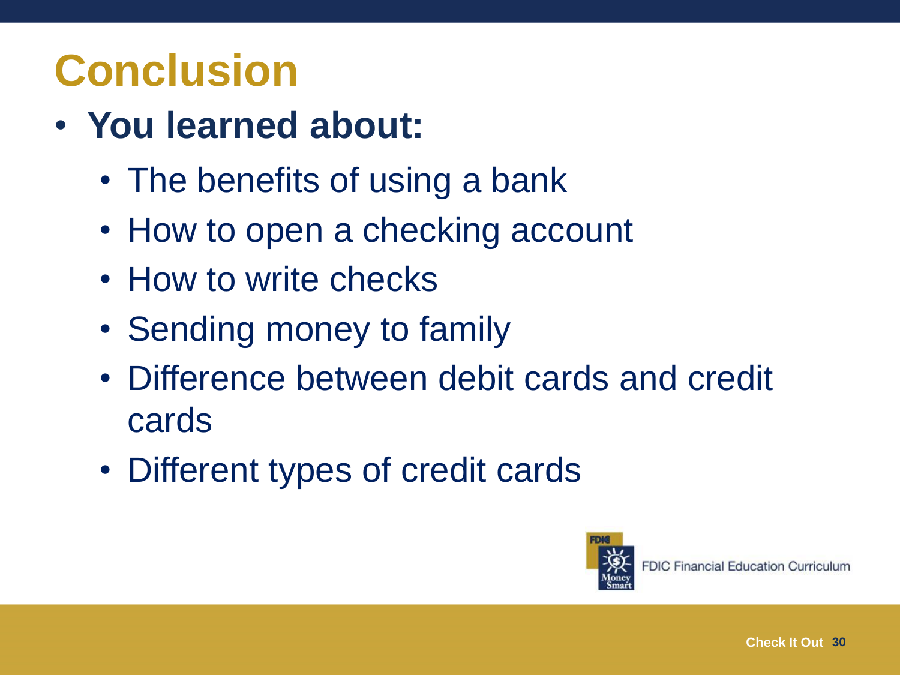# Conclusion

- **You learned about:**
  - The benefits of using a bank
  - How to open a checking account
  - How to write checks
  - Sending money to family
  - Difference between debit cards and credit cards
  - Different types of credit cards

FDIC Financial Education Curriculum